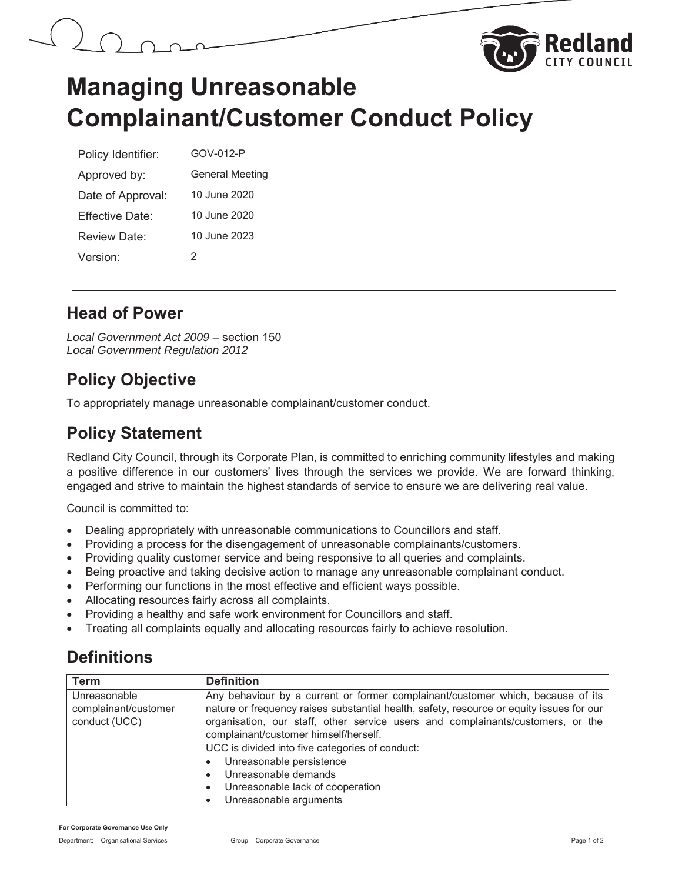# Managing Unreasonable Complainant/Customer Conduct Policy

| | |
|---|---|
| Policy Identifier: | GOV-012-P |
| Approved by: | General Meeting |
| Date of Approval: | 10 June 2020 |
| Effective Date: | 10 June 2020 |
| Review Date: | 10 June 2023 |
| Version: | 2 |

## Head of Power

*Local Government Act 2009* – section 150
*Local Government Regulation 2012*

## Policy Objective

To appropriately manage unreasonable complainant/customer conduct.

## Policy Statement

Redland City Council, through its Corporate Plan, is committed to enriching community lifestyles and making a positive difference in our customers' lives through the services we provide. We are forward thinking, engaged and strive to maintain the highest standards of service to ensure we are delivering real value.

Council is committed to:

- Dealing appropriately with unreasonable communications to Councillors and staff.
- Providing a process for the disengagement of unreasonable complainants/customers.
- Providing quality customer service and being responsive to all queries and complaints.
- Being proactive and taking decisive action to manage any unreasonable complainant conduct.
- Performing our functions in the most effective and efficient ways possible.
- Allocating resources fairly across all complaints.
- Providing a healthy and safe work environment for Councillors and staff.
- Treating all complaints equally and allocating resources fairly to achieve resolution.

## Definitions

| Term | Definition |
|---|---|
| Unreasonable complainant/customer conduct (UCC) | Any behaviour by a current or former complainant/customer which, because of its nature or frequency raises substantial health, safety, resource or equity issues for our organisation, our staff, other service users and complainants/customers, or the complainant/customer himself/herself.<br>UCC is divided into five categories of conduct:<br>• Unreasonable persistence<br>• Unreasonable demands<br>• Unreasonable lack of cooperation<br>• Unreasonable arguments |

**For Corporate Governance Use Only**

Department: Organisational Services Group: Corporate Governance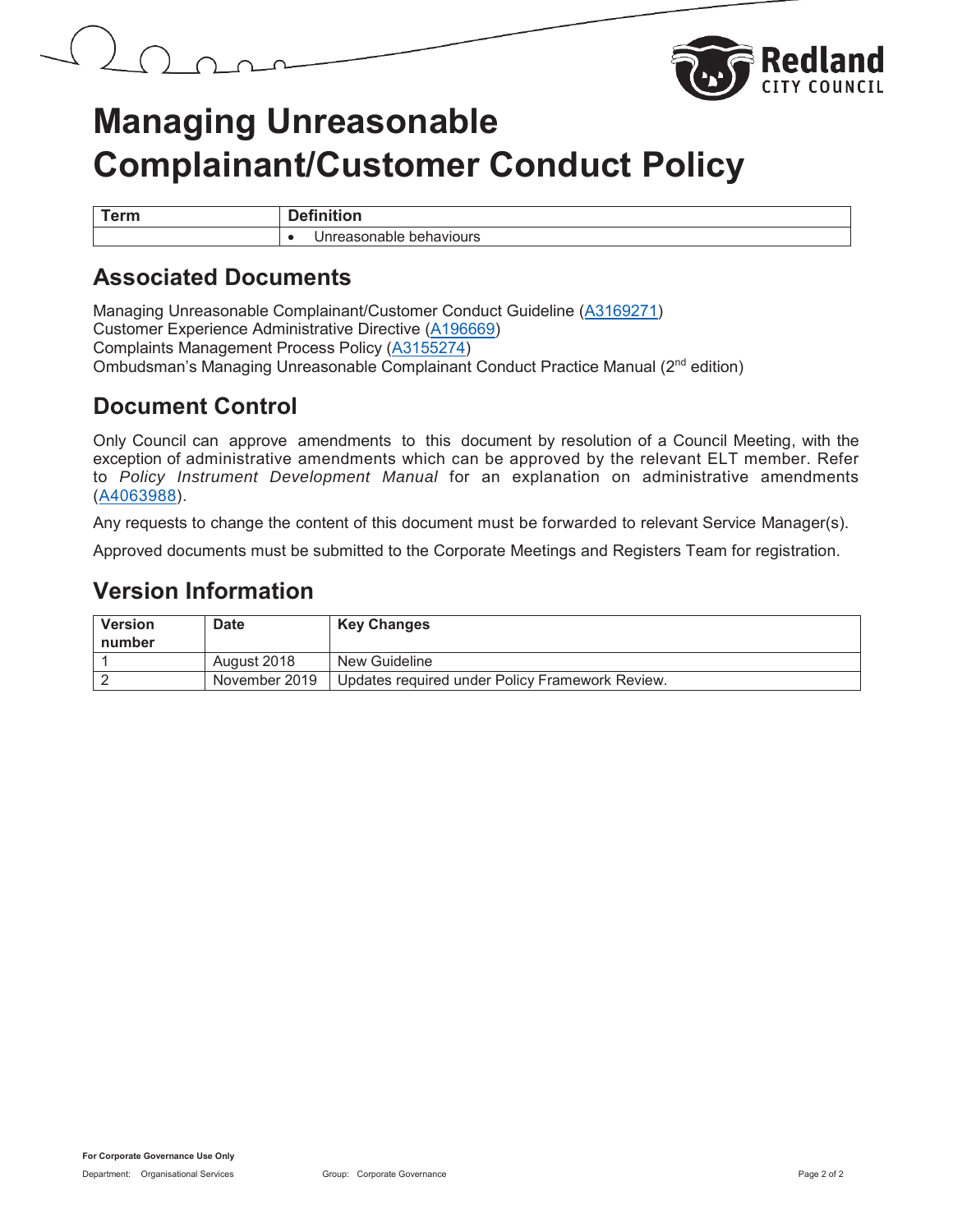# Managing Unreasonable Complainant/Customer Conduct Policy

| Term | Definition |
|---|---|
| | • Unreasonable behaviours |

## Associated Documents

Managing Unreasonable Complainant/Customer Conduct Guideline (A3169271)
Customer Experience Administrative Directive (A196669)
Complaints Management Process Policy (A3155274)
Ombudsman's Managing Unreasonable Complainant Conduct Practice Manual (2nd edition)

## Document Control

Only Council can approve amendments to this document by resolution of a Council Meeting, with the exception of administrative amendments which can be approved by the relevant ELT member. Refer to *Policy Instrument Development Manual* for an explanation on administrative amendments (A4063988).

Any requests to change the content of this document must be forwarded to relevant Service Manager(s).

Approved documents must be submitted to the Corporate Meetings and Registers Team for registration.

## Version Information

| Version number | Date | Key Changes |
|---|---|---|
| 1 | August 2018 | New Guideline |
| 2 | November 2019 | Updates required under Policy Framework Review. |

**For Corporate Governance Use Only**

Department: Organisational Services    Group: Corporate Governance